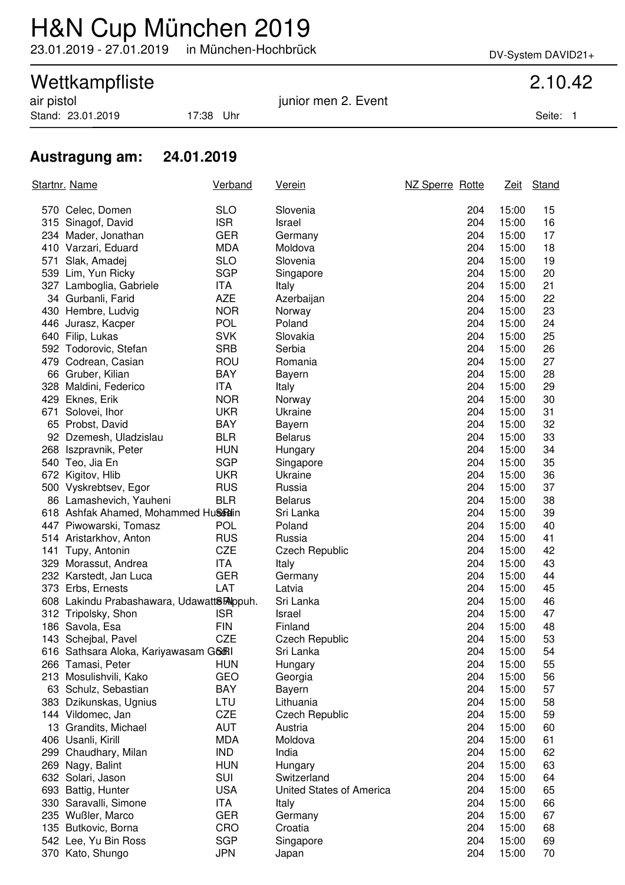# H&N Cup München 2019

23.01.2019 - 27.01.2019 in München-Hochbrück

DV-System DAVID21+

## Wettkampfliste

2.10.42

air pistol junior men 2. Event

Stand: 23.01.2019 17:38 Uhr

### Austragung am: 24.01.2019

| Startnr. | Name | Verband | Verein | NZ Sperre | Rotte | Zeit | Stand |
|---|---|---|---|---|---|---|---|
| 570 | Celec, Domen | SLO | Slovenia | | 204 | 15:00 | 15 |
| 315 | Sinagof, David | ISR | Israel | | 204 | 15:00 | 16 |
| 234 | Mader, Jonathan | GER | Germany | | 204 | 15:00 | 17 |
| 410 | Varzari, Eduard | MDA | Moldova | | 204 | 15:00 | 18 |
| 571 | Slak, Amadej | SLO | Slovenia | | 204 | 15:00 | 19 |
| 539 | Lim, Yun Ricky | SGP | Singapore | | 204 | 15:00 | 20 |
| 327 | Lamboglia, Gabriele | ITA | Italy | | 204 | 15:00 | 21 |
| 34 | Gurbanli, Farid | AZE | Azerbaijan | | 204 | 15:00 | 22 |
| 430 | Hembre, Ludvig | NOR | Norway | | 204 | 15:00 | 23 |
| 446 | Jurasz, Kacper | POL | Poland | | 204 | 15:00 | 24 |
| 640 | Filip, Lukas | SVK | Slovakia | | 204 | 15:00 | 25 |
| 592 | Todorovic, Stefan | SRB | Serbia | | 204 | 15:00 | 26 |
| 479 | Codrean, Casian | ROU | Romania | | 204 | 15:00 | 27 |
| 66 | Gruber, Kilian | BAY | Bayern | | 204 | 15:00 | 28 |
| 328 | Maldini, Federico | ITA | Italy | | 204 | 15:00 | 29 |
| 429 | Eknes, Erik | NOR | Norway | | 204 | 15:00 | 30 |
| 671 | Solovei, Ihor | UKR | Ukraine | | 204 | 15:00 | 31 |
| 65 | Probst, David | BAY | Bayern | | 204 | 15:00 | 32 |
| 92 | Dzemesh, Uladzislau | BLR | Belarus | | 204 | 15:00 | 33 |
| 268 | Iszpravnik, Peter | HUN | Hungary | | 204 | 15:00 | 34 |
| 540 | Teo, Jia En | SGP | Singapore | | 204 | 15:00 | 35 |
| 672 | Kigitov, Hlib | UKR | Ukraine | | 204 | 15:00 | 36 |
| 500 | Vyskrebtsev, Egor | RUS | Russia | | 204 | 15:00 | 37 |
| 86 | Lamashevich, Yauheni | BLR | Belarus | | 204 | 15:00 | 38 |
| 618 | Ashfak Ahamed, Mohammed Hussain | SRI | Sri Lanka | | 204 | 15:00 | 39 |
| 447 | Piwowarski, Tomasz | POL | Poland | | 204 | 15:00 | 40 |
| 514 | Aristarkhov, Anton | RUS | Russia | | 204 | 15:00 | 41 |
| 141 | Tupy, Antonin | CZE | Czech Republic | | 204 | 15:00 | 42 |
| 329 | Morassut, Andrea | ITA | Italy | | 204 | 15:00 | 43 |
| 232 | Karstedt, Jan Luca | GER | Germany | | 204 | 15:00 | 44 |
| 373 | Erbs, Ernests | LAT | Latvia | | 204 | 15:00 | 45 |
| 608 | Lakindu Prabashawara, Udawatte Appuh. | SRI | Sri Lanka | | 204 | 15:00 | 46 |
| 312 | Tripolsky, Shon | ISR | Israel | | 204 | 15:00 | 47 |
| 186 | Savola, Esa | FIN | Finland | | 204 | 15:00 | 48 |
| 143 | Schejbal, Pavel | CZE | Czech Republic | | 204 | 15:00 | 53 |
| 616 | Sathsara Aloka, Kariyawasam Gam | SRI | Sri Lanka | | 204 | 15:00 | 54 |
| 266 | Tamasi, Peter | HUN | Hungary | | 204 | 15:00 | 55 |
| 213 | Mosulishvili, Kako | GEO | Georgia | | 204 | 15:00 | 56 |
| 63 | Schulz, Sebastian | BAY | Bayern | | 204 | 15:00 | 57 |
| 383 | Dzikunskas, Ugnius | LTU | Lithuania | | 204 | 15:00 | 58 |
| 144 | Vildomec, Jan | CZE | Czech Republic | | 204 | 15:00 | 59 |
| 13 | Grandits, Michael | AUT | Austria | | 204 | 15:00 | 60 |
| 406 | Usanli, Kirill | MDA | Moldova | | 204 | 15:00 | 61 |
| 299 | Chaudhary, Milan | IND | India | | 204 | 15:00 | 62 |
| 269 | Nagy, Balint | HUN | Hungary | | 204 | 15:00 | 63 |
| 632 | Solari, Jason | SUI | Switzerland | | 204 | 15:00 | 64 |
| 693 | Battig, Hunter | USA | United States of America | | 204 | 15:00 | 65 |
| 330 | Saravalli, Simone | ITA | Italy | | 204 | 15:00 | 66 |
| 235 | Wußler, Marco | GER | Germany | | 204 | 15:00 | 67 |
| 135 | Butkovic, Borna | CRO | Croatia | | 204 | 15:00 | 68 |
| 542 | Lee, Yu Bin Ross | SGP | Singapore | | 204 | 15:00 | 69 |
| 370 | Kato, Shungo | JPN | Japan | | 204 | 15:00 | 70 |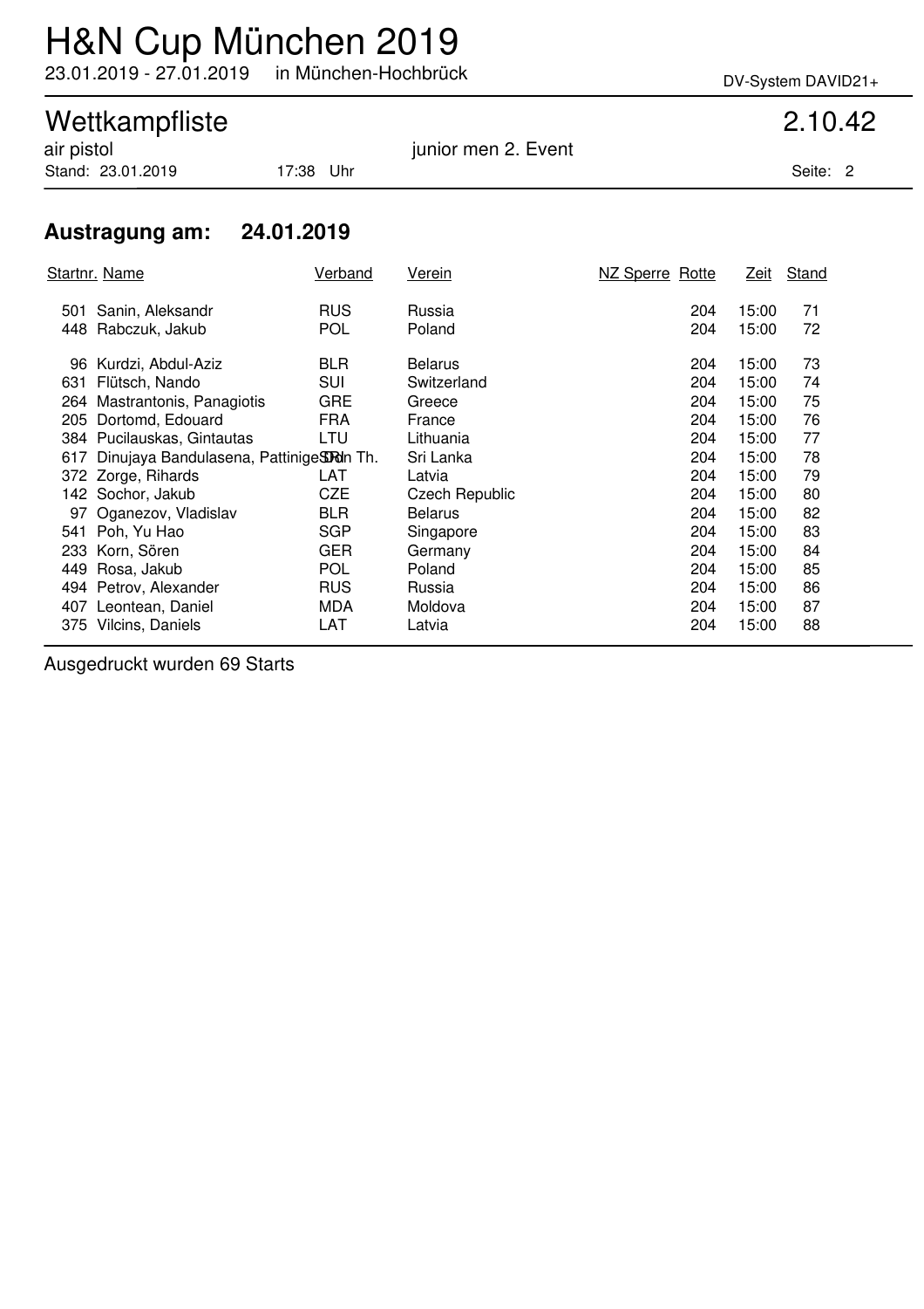# H&N Cup München 2019

23.01.2019 - 27.01.2019 in München-Hochbrück

DV-System DAVID21+

## Wettkampfliste 2.10.42

air pistol junior men 2. Event

Stand: 23.01.2019 17:38 Uhr

### Austragung am: 24.01.2019

| Startnr. | Name | Verband | Verein | NZ Sperre | Rotte | Zeit | Stand |
|---|---|---|---|---|---|---|---|
| 501 | Sanin, Aleksandr | RUS | Russia | | 204 | 15:00 | 71 |
| 448 | Rabczuk, Jakub | POL | Poland | | 204 | 15:00 | 72 |
| 96 | Kurdzi, Abdul-Aziz | BLR | Belarus | | 204 | 15:00 | 73 |
| 631 | Flütsch, Nando | SUI | Switzerland | | 204 | 15:00 | 74 |
| 264 | Mastrantonis, Panagiotis | GRE | Greece | | 204 | 15:00 | 75 |
| 205 | Dortomd, Edouard | FRA | France | | 204 | 15:00 | 76 |
| 384 | Pucilauskas, Gintautas | LTU | Lithuania | | 204 | 15:00 | 77 |
| 617 | Dinujaya Bandulasena, Pattinige Don Th. | SRI | Sri Lanka | | 204 | 15:00 | 78 |
| 372 | Zorge, Rihards | LAT | Latvia | | 204 | 15:00 | 79 |
| 142 | Sochor, Jakub | CZE | Czech Republic | | 204 | 15:00 | 80 |
| 97 | Oganezov, Vladislav | BLR | Belarus | | 204 | 15:00 | 82 |
| 541 | Poh, Yu Hao | SGP | Singapore | | 204 | 15:00 | 83 |
| 233 | Korn, Sören | GER | Germany | | 204 | 15:00 | 84 |
| 449 | Rosa, Jakub | POL | Poland | | 204 | 15:00 | 85 |
| 494 | Petrov, Alexander | RUS | Russia | | 204 | 15:00 | 86 |
| 407 | Leontean, Daniel | MDA | Moldova | | 204 | 15:00 | 87 |
| 375 | Vilcins, Daniels | LAT | Latvia | | 204 | 15:00 | 88 |

Ausgedruckt wurden 69 Starts